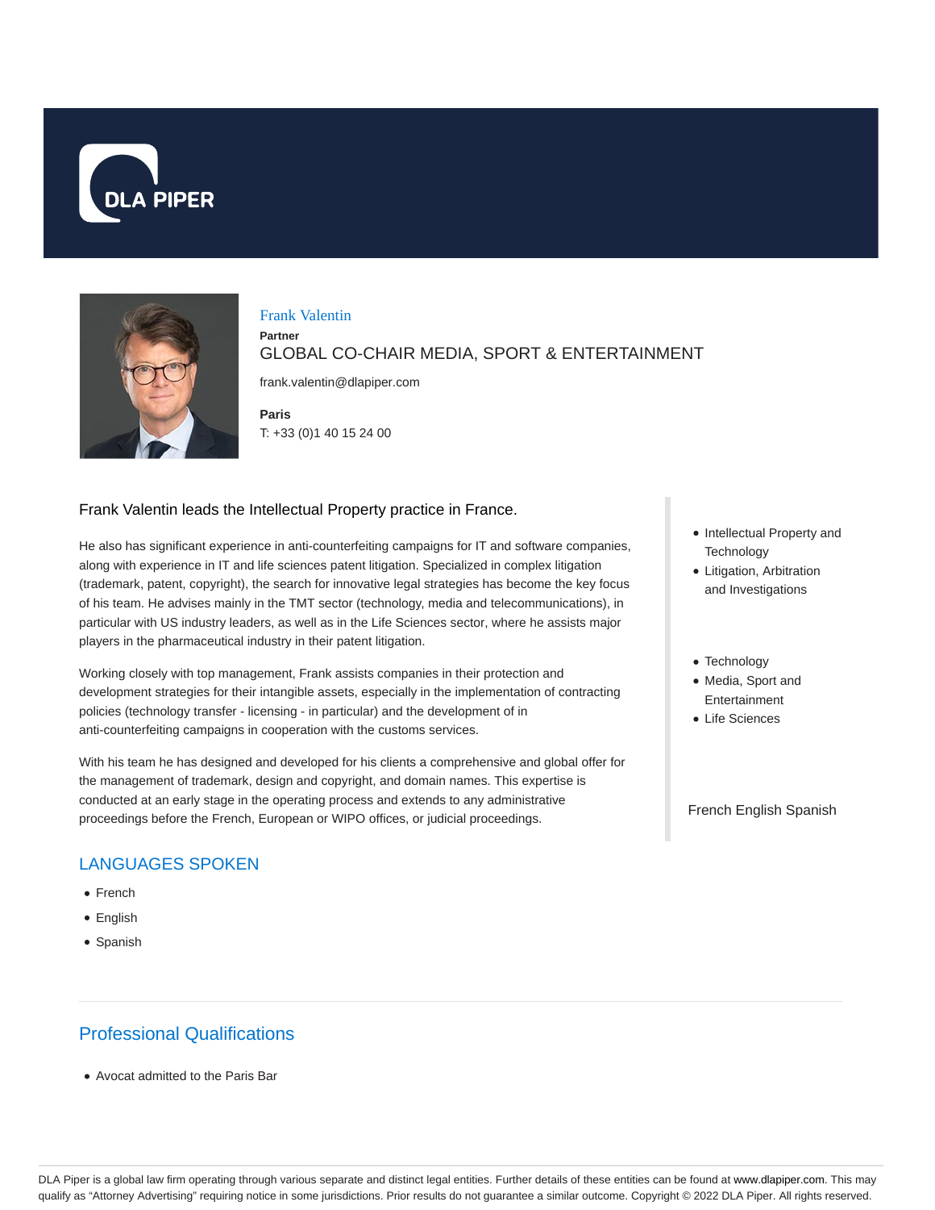# Frank Valentin

**Partner**

GLOBAL CO-CHAIR MEDIA, SPORT & ENTERTAINMENT

frank.valentin@dlapiper.com

**Paris**

T: +33 (0)1 40 15 24 00

Frank Valentin leads the Intellectual Property practice in France.

He also has significant experience in anti-counterfeiting campaigns for IT and software companies, along with experience in IT and life sciences patent litigation. Specialized in complex litigation (trademark, patent, copyright), the search for innovative legal strategies has become the key focus of his team. He advises mainly in the TMT sector (technology, media and telecommunications), in particular with US industry leaders, as well as in the Life Sciences sector, where he assists major players in the pharmaceutical industry in their patent litigation.

Working closely with top management, Frank assists companies in their protection and development strategies for their intangible assets, especially in the implementation of contracting policies (technology transfer - licensing - in particular) and the development of in anti-counterfeiting campaigns in cooperation with the customs services.

With his team he has designed and developed for his clients a comprehensive and global offer for the management of trademark, design and copyright, and domain names. This expertise is conducted at an early stage in the operating process and extends to any administrative proceedings before the French, European or WIPO offices, or judicial proceedings.

- Intellectual Property and Technology
- Litigation, Arbitration and Investigations

- Technology
- Media, Sport and Entertainment
- Life Sciences

French English Spanish

## LANGUAGES SPOKEN

- French
- English
- Spanish

## Professional Qualifications

- Avocat admitted to the Paris Bar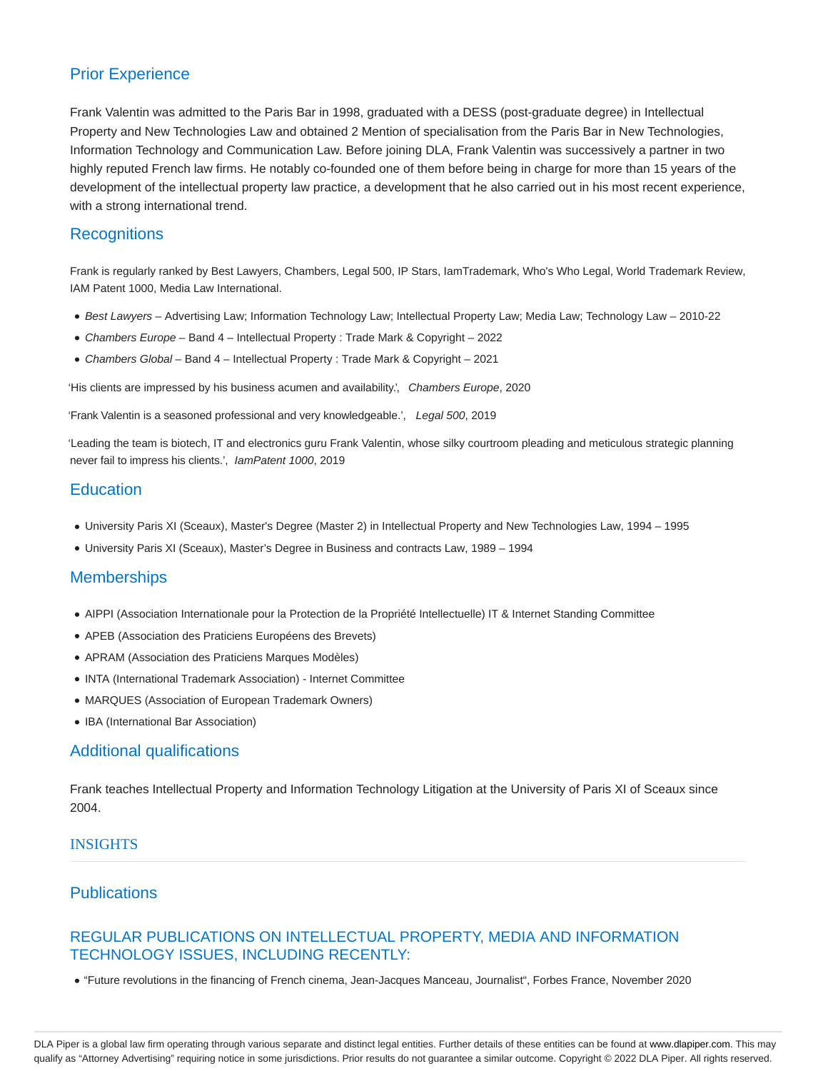## Prior Experience

Frank Valentin was admitted to the Paris Bar in 1998, graduated with a DESS (post-graduate degree) in Intellectual Property and New Technologies Law and obtained 2 Mention of specialisation from the Paris Bar in New Technologies, Information Technology and Communication Law. Before joining DLA, Frank Valentin was successively a partner in two highly reputed French law firms. He notably co-founded one of them before being in charge for more than 15 years of the development of the intellectual property law practice, a development that he also carried out in his most recent experience, with a strong international trend.

## Recognitions

Frank is regularly ranked by Best Lawyers, Chambers, Legal 500, IP Stars, IamTrademark, Who's Who Legal, World Trademark Review, IAM Patent 1000, Media Law International.

- *Best Lawyers* – Advertising Law; Information Technology Law; Intellectual Property Law; Media Law; Technology Law – 2010-22
- *Chambers Europe* – Band 4 – Intellectual Property : Trade Mark & Copyright – 2022
- *Chambers Global* – Band 4 – Intellectual Property : Trade Mark & Copyright – 2021

'His clients are impressed by his business acumen and availability.', *Chambers Europe*, 2020

'Frank Valentin is a seasoned professional and very knowledgeable.', *Legal 500*, 2019

'Leading the team is biotech, IT and electronics guru Frank Valentin, whose silky courtroom pleading and meticulous strategic planning never fail to impress his clients.', *IamPatent 1000*, 2019

## Education

- University Paris XI (Sceaux), Master's Degree (Master 2) in Intellectual Property and New Technologies Law, 1994 – 1995
- University Paris XI (Sceaux), Master's Degree in Business and contracts Law, 1989 – 1994

## Memberships

- AIPPI (Association Internationale pour la Protection de la Propriété Intellectuelle) IT & Internet Standing Committee
- APEB (Association des Praticiens Européens des Brevets)
- APRAM (Association des Praticiens Marques Modèles)
- INTA (International Trademark Association) - Internet Committee
- MARQUES (Association of European Trademark Owners)
- IBA (International Bar Association)

## Additional qualifications

Frank teaches Intellectual Property and Information Technology Litigation at the University of Paris XI of Sceaux since 2004.

## INSIGHTS

## Publications

### REGULAR PUBLICATIONS ON INTELLECTUAL PROPERTY, MEDIA AND INFORMATION TECHNOLOGY ISSUES, INCLUDING RECENTLY:

- "Future revolutions in the financing of French cinema, Jean-Jacques Manceau, Journalist", Forbes France, November 2020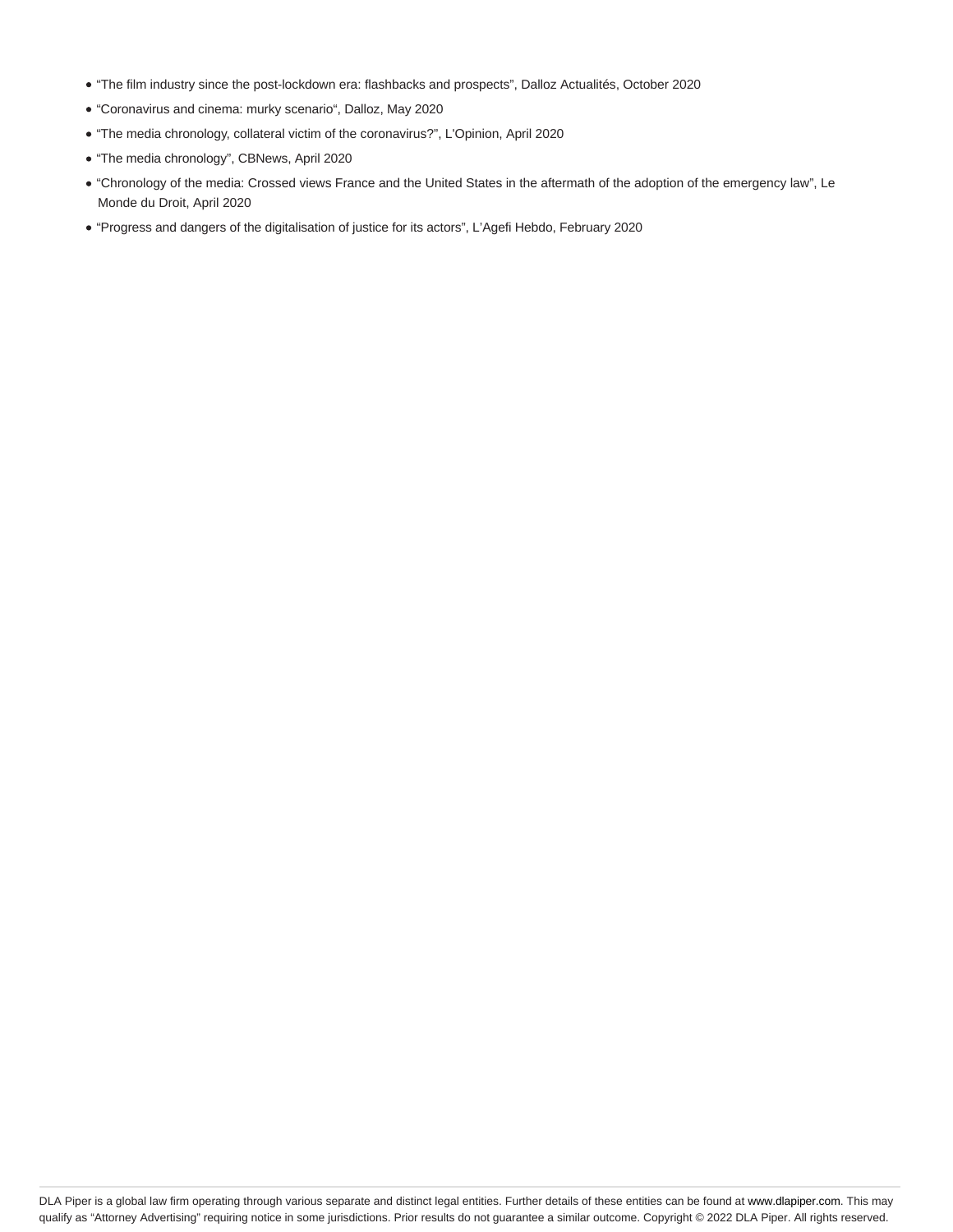- “The film industry since the post-lockdown era: flashbacks and prospects”, Dalloz Actualités, October 2020
- “Coronavirus and cinema: murky scenario“, Dalloz, May 2020
- “The media chronology, collateral victim of the coronavirus?”, L'Opinion, April 2020
- “The media chronology”, CBNews, April 2020
- “Chronology of the media: Crossed views France and the United States in the aftermath of the adoption of the emergency law”, Le Monde du Droit, April 2020
- “Progress and dangers of the digitalisation of justice for its actors”, L’Agefi Hebdo, February 2020

DLA Piper is a global law firm operating through various separate and distinct legal entities. Further details of these entities can be found at www.dlapiper.com. This may qualify as “Attorney Advertising” requiring notice in some jurisdictions. Prior results do not guarantee a similar outcome. Copyright © 2022 DLA Piper. All rights reserved.